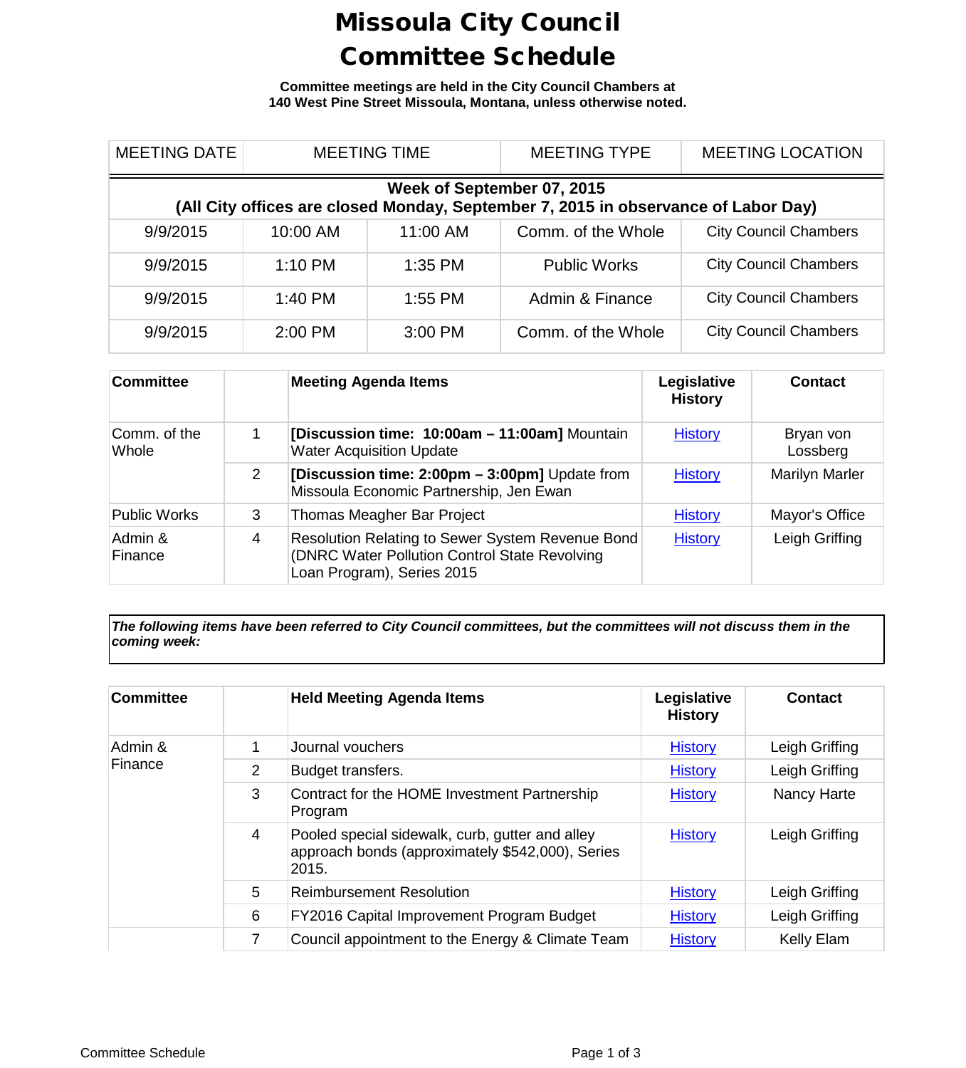# Missoula City Council
# Committee Schedule

**Committee meetings are held in the City Council Chambers at 140 West Pine Street Missoula, Montana, unless otherwise noted.**

| MEETING DATE | MEETING TIME | | MEETING TYPE | MEETING LOCATION |
|---|---|---|---|---|
| **Week of September 07, 2015 (All City offices are closed Monday, September 7, 2015 in observance of Labor Day)** | | | | |
| 9/9/2015 | 10:00 AM | 11:00 AM | Comm. of the Whole | City Council Chambers |
| 9/9/2015 | 1:10 PM | 1:35 PM | Public Works | City Council Chambers |
| 9/9/2015 | 1:40 PM | 1:55 PM | Admin & Finance | City Council Chambers |
| 9/9/2015 | 2:00 PM | 3:00 PM | Comm. of the Whole | City Council Chambers |

| Committee | | Meeting Agenda Items | Legislative History | Contact |
|---|---|---|---|---|
| Comm. of the Whole | 1 | **[Discussion time: 10:00am – 11:00am]** Mountain Water Acquisition Update | History | Bryan von Lossberg |
| | 2 | **[Discussion time: 2:00pm – 3:00pm]** Update from Missoula Economic Partnership, Jen Ewan | History | Marilyn Marler |
| Public Works | 3 | Thomas Meagher Bar Project | History | Mayor's Office |
| Admin & Finance | 4 | Resolution Relating to Sewer System Revenue Bond (DNRC Water Pollution Control State Revolving Loan Program), Series 2015 | History | Leigh Griffing |

***The following items have been referred to City Council committees, but the committees will not discuss them in the coming week:***

| Committee | | Held Meeting Agenda Items | Legislative History | Contact |
|---|---|---|---|---|
| Admin & Finance | 1 | Journal vouchers | History | Leigh Griffing |
| | 2 | Budget transfers. | History | Leigh Griffing |
| | 3 | Contract for the HOME Investment Partnership Program | History | Nancy Harte |
| | 4 | Pooled special sidewalk, curb, gutter and alley approach bonds (approximately $542,000), Series 2015. | History | Leigh Griffing |
| | 5 | Reimbursement Resolution | History | Leigh Griffing |
| | 6 | FY2016 Capital Improvement Program Budget | History | Leigh Griffing |
| | 7 | Council appointment to the Energy & Climate Team | History | Kelly Elam |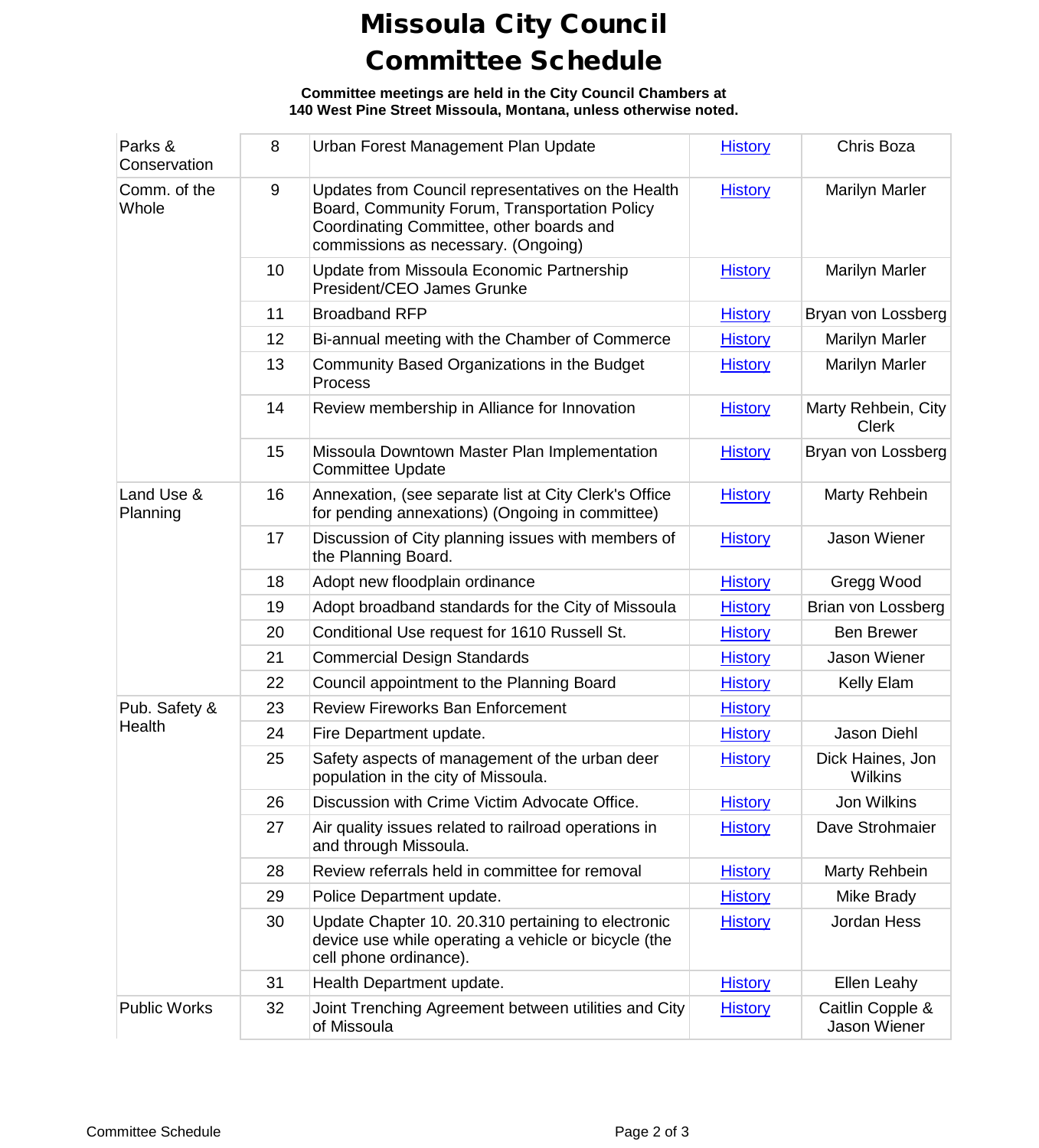# Missoula City Council Committee Schedule

**Committee meetings are held in the City Council Chambers at 140 West Pine Street Missoula, Montana, unless otherwise noted.**

| Committee | # | Item | History | Sponsor |
|---|---|---|---|---|
| Parks & Conservation | 8 | Urban Forest Management Plan Update | History | Chris Boza |
| Comm. of the Whole | 9 | Updates from Council representatives on the Health Board, Community Forum, Transportation Policy Coordinating Committee, other boards and commissions as necessary. (Ongoing) | History | Marilyn Marler |
| | 10 | Update from Missoula Economic Partnership President/CEO James Grunke | History | Marilyn Marler |
| | 11 | Broadband RFP | History | Bryan von Lossberg |
| | 12 | Bi-annual meeting with the Chamber of Commerce | History | Marilyn Marler |
| | 13 | Community Based Organizations in the Budget Process | History | Marilyn Marler |
| | 14 | Review membership in Alliance for Innovation | History | Marty Rehbein, City Clerk |
| | 15 | Missoula Downtown Master Plan Implementation Committee Update | History | Bryan von Lossberg |
| Land Use & Planning | 16 | Annexation, (see separate list at City Clerk's Office for pending annexations) (Ongoing in committee) | History | Marty Rehbein |
| | 17 | Discussion of City planning issues with members of the Planning Board. | History | Jason Wiener |
| | 18 | Adopt new floodplain ordinance | History | Gregg Wood |
| | 19 | Adopt broadband standards for the City of Missoula | History | Brian von Lossberg |
| | 20 | Conditional Use request for 1610 Russell St. | History | Ben Brewer |
| | 21 | Commercial Design Standards | History | Jason Wiener |
| | 22 | Council appointment to the Planning Board | History | Kelly Elam |
| Pub. Safety & Health | 23 | Review Fireworks Ban Enforcement | History | |
| | 24 | Fire Department update. | History | Jason Diehl |
| | 25 | Safety aspects of management of the urban deer population in the city of Missoula. | History | Dick Haines, Jon Wilkins |
| | 26 | Discussion with Crime Victim Advocate Office. | History | Jon Wilkins |
| | 27 | Air quality issues related to railroad operations in and through Missoula. | History | Dave Strohmaier |
| | 28 | Review referrals held in committee for removal | History | Marty Rehbein |
| | 29 | Police Department update. | History | Mike Brady |
| | 30 | Update Chapter 10. 20.310 pertaining to electronic device use while operating a vehicle or bicycle (the cell phone ordinance). | History | Jordan Hess |
| | 31 | Health Department update. | History | Ellen Leahy |
| Public Works | 32 | Joint Trenching Agreement between utilities and City of Missoula | History | Caitlin Copple & Jason Wiener |

Committee Schedule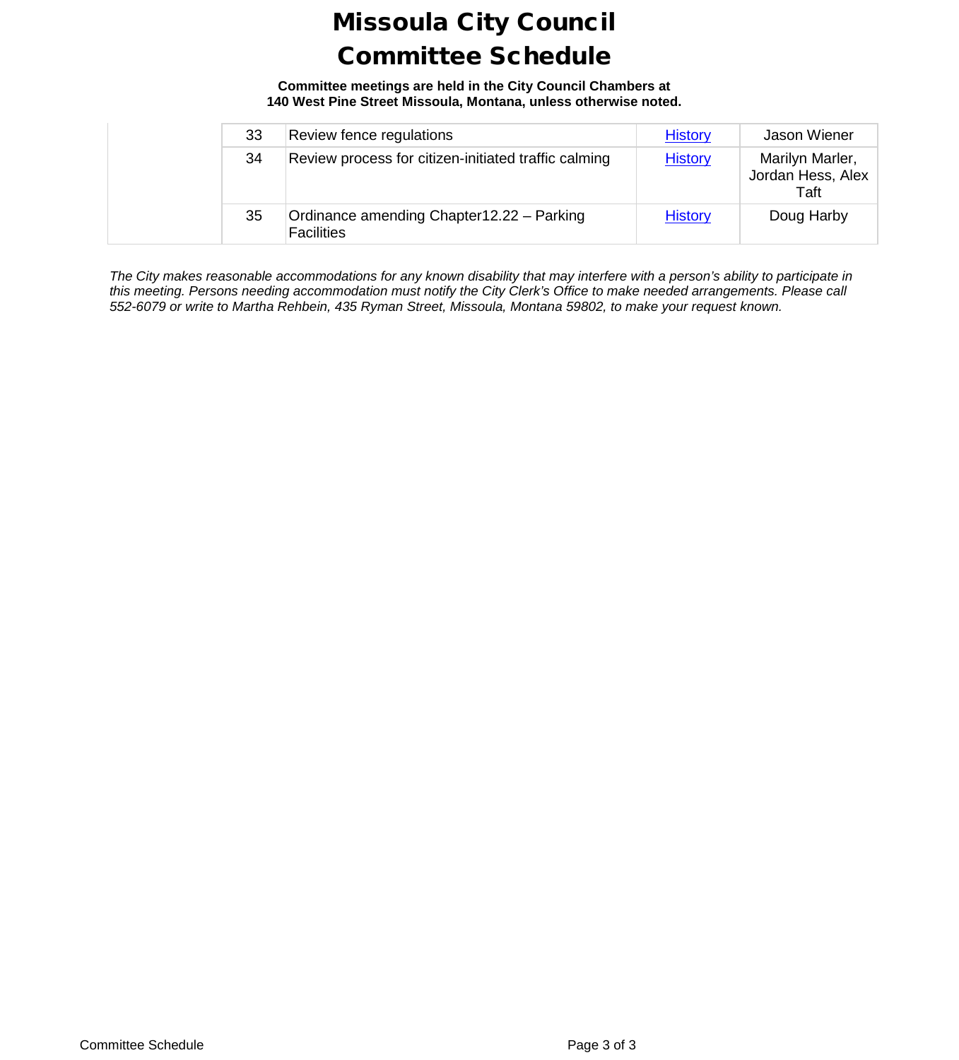# Missoula City Council
# Committee Schedule

**Committee meetings are held in the City Council Chambers at 140 West Pine Street Missoula, Montana, unless otherwise noted.**

| | | | | |
|---|---|---|---|---|
| | 33 | Review fence regulations | History | Jason Wiener |
| | 34 | Review process for citizen-initiated traffic calming | History | Marilyn Marler, Jordan Hess, Alex Taft |
| | 35 | Ordinance amending Chapter12.22 – Parking Facilities | History | Doug Harby |

*The City makes reasonable accommodations for any known disability that may interfere with a person's ability to participate in this meeting. Persons needing accommodation must notify the City Clerk's Office to make needed arrangements. Please call 552-6079 or write to Martha Rehbein, 435 Ryman Street, Missoula, Montana 59802, to make your request known.*